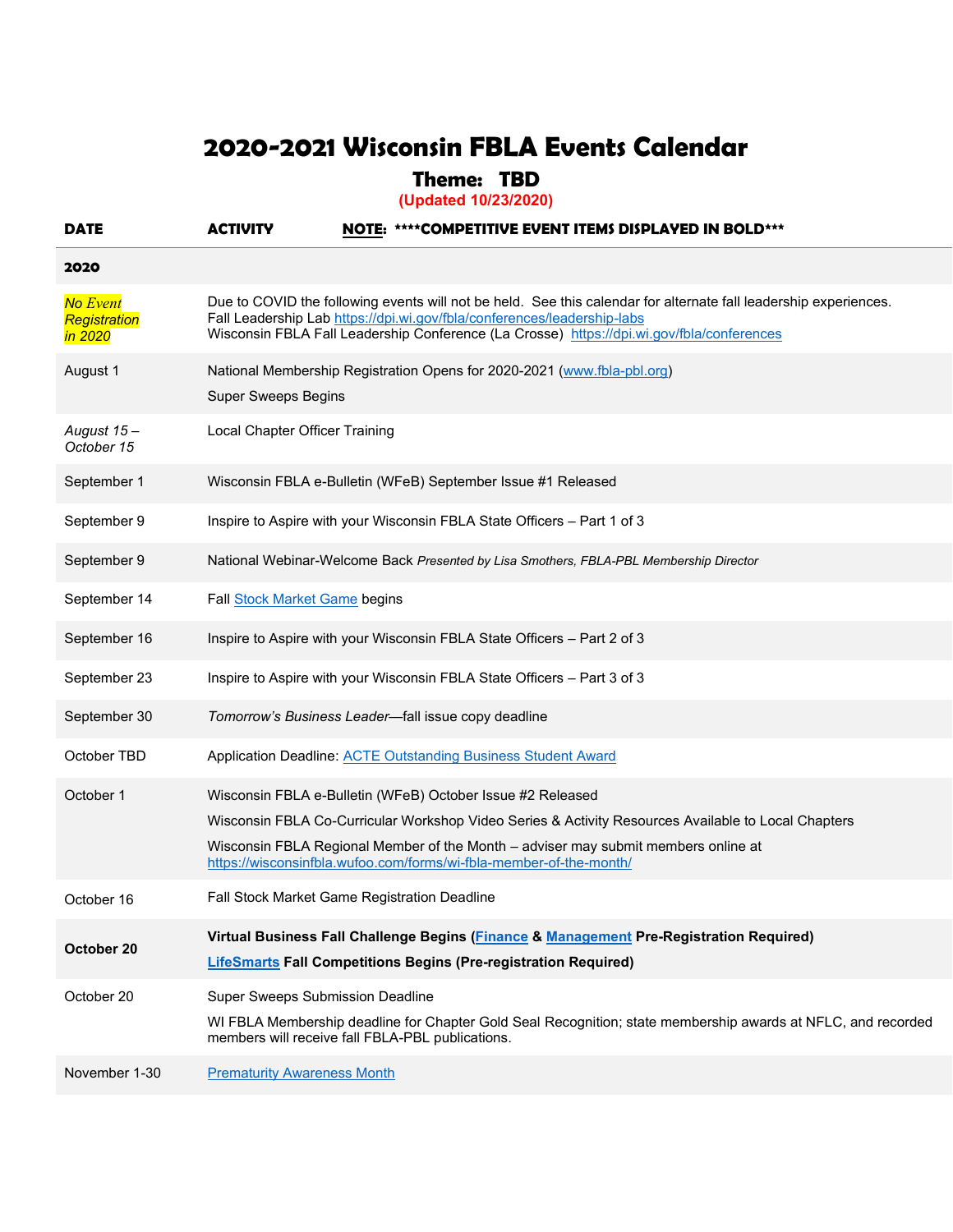# 2020-2021 Wisconsin FBLA Events Calendar

## Theme: TBD

**(Updated 10/23/2020)**

| DATE | ACTIVITY NOTE: ****COMPETITIVE EVENT ITEMS DISPLAYED IN BOLD*** |
|---|---|
| **2020** | |
| *No Event Registration in 2020* | Due to COVID the following events will not be held. See this calendar for alternate fall leadership experiences.<br>Fall Leadership Lab https://dpi.wi.gov/fbla/conferences/leadership-labs<br>Wisconsin FBLA Fall Leadership Conference (La Crosse) https://dpi.wi.gov/fbla/conferences |
| August 1 | National Membership Registration Opens for 2020-2021 (www.fbla-pbl.org)<br>Super Sweeps Begins |
| *August 15 – October 15* | Local Chapter Officer Training |
| September 1 | Wisconsin FBLA e-Bulletin (WFeB) September Issue #1 Released |
| September 9 | Inspire to Aspire with your Wisconsin FBLA State Officers – Part 1 of 3 |
| September 9 | National Webinar-Welcome Back *Presented by Lisa Smothers, FBLA-PBL Membership Director* |
| September 14 | Fall Stock Market Game begins |
| September 16 | Inspire to Aspire with your Wisconsin FBLA State Officers – Part 2 of 3 |
| September 23 | Inspire to Aspire with your Wisconsin FBLA State Officers – Part 3 of 3 |
| September 30 | *Tomorrow's Business Leader*—fall issue copy deadline |
| October TBD | Application Deadline: ACTE Outstanding Business Student Award |
| October 1 | Wisconsin FBLA e-Bulletin (WFeB) October Issue #2 Released<br>Wisconsin FBLA Co-Curricular Workshop Video Series & Activity Resources Available to Local Chapters<br>Wisconsin FBLA Regional Member of the Month – adviser may submit members online at https://wisconsinfbla.wufoo.com/forms/wi-fbla-member-of-the-month/ |
| October 16 | Fall Stock Market Game Registration Deadline |
| **October 20** | **Virtual Business Fall Challenge Begins (Finance & Management Pre-Registration Required)**<br>**LifeSmarts Fall Competitions Begins (Pre-registration Required)** |
| October 20 | Super Sweeps Submission Deadline<br>WI FBLA Membership deadline for Chapter Gold Seal Recognition; state membership awards at NFLC, and recorded members will receive fall FBLA-PBL publications. |
| November 1-30 | Prematurity Awareness Month |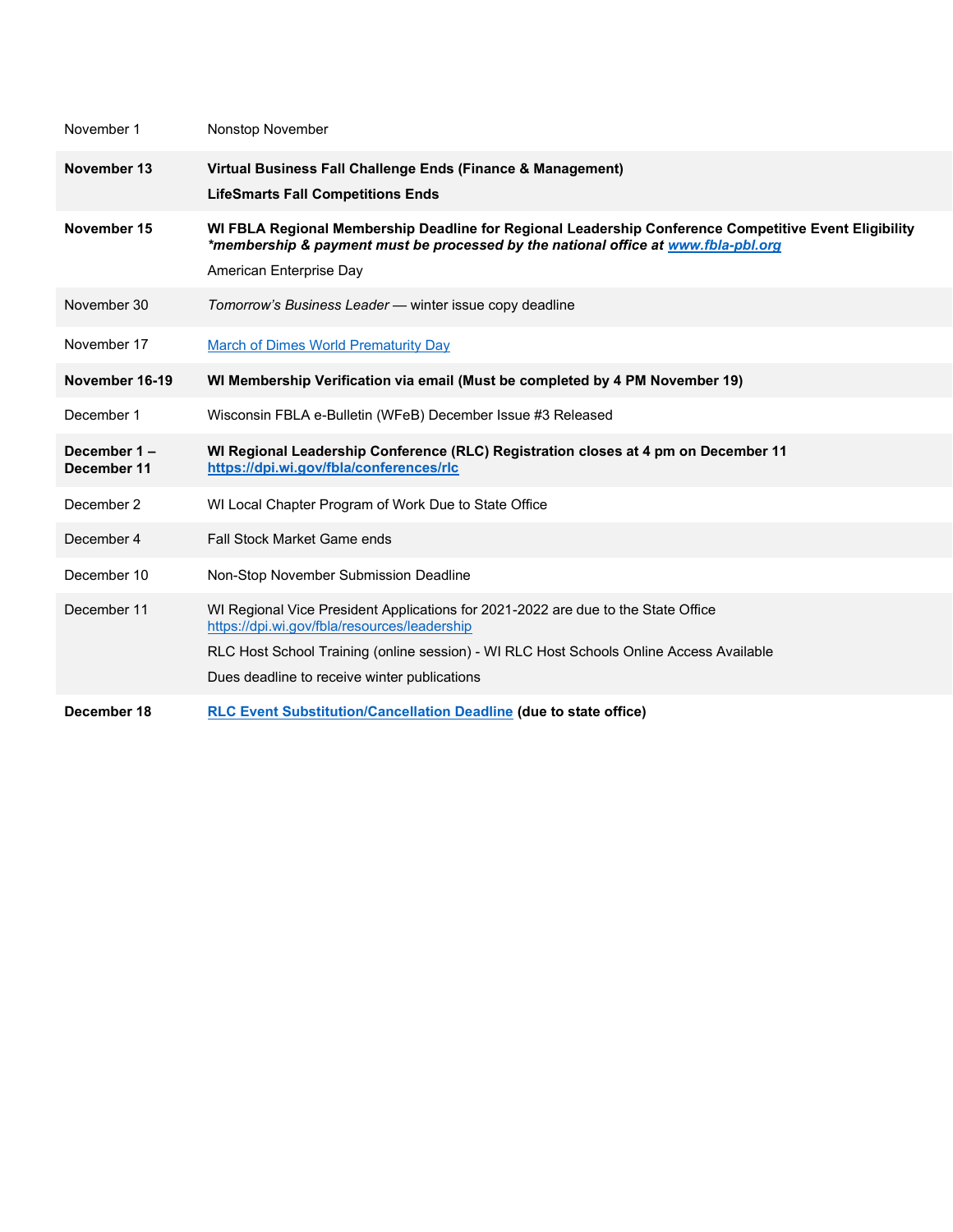| | |
|---|---|
| November 1 | Nonstop November |
| **November 13** | **Virtual Business Fall Challenge Ends (Finance & Management)**<br>**LifeSmarts Fall Competitions Ends** |
| **November 15** | **WI FBLA Regional Membership Deadline for Regional Leadership Conference Competitive Event Eligibility** ***\*membership & payment must be processed by the national office at www.fbla-pbl.org***<br>American Enterprise Day |
| November 30 | *Tomorrow's Business Leader* — winter issue copy deadline |
| November 17 | March of Dimes World Prematurity Day |
| **November 16-19** | **WI Membership Verification via email (Must be completed by 4 PM November 19)** |
| December 1 | Wisconsin FBLA e-Bulletin (WFeB) December Issue #3 Released |
| **December 1 – December 11** | **WI Regional Leadership Conference (RLC) Registration closes at 4 pm on December 11 https://dpi.wi.gov/fbla/conferences/rlc** |
| December 2 | WI Local Chapter Program of Work Due to State Office |
| December 4 | Fall Stock Market Game ends |
| December 10 | Non-Stop November Submission Deadline |
| December 11 | WI Regional Vice President Applications for 2021-2022 are due to the State Office https://dpi.wi.gov/fbla/resources/leadership<br>RLC Host School Training (online session) - WI RLC Host Schools Online Access Available<br>Dues deadline to receive winter publications |
| **December 18** | **RLC Event Substitution/Cancellation Deadline (due to state office)** |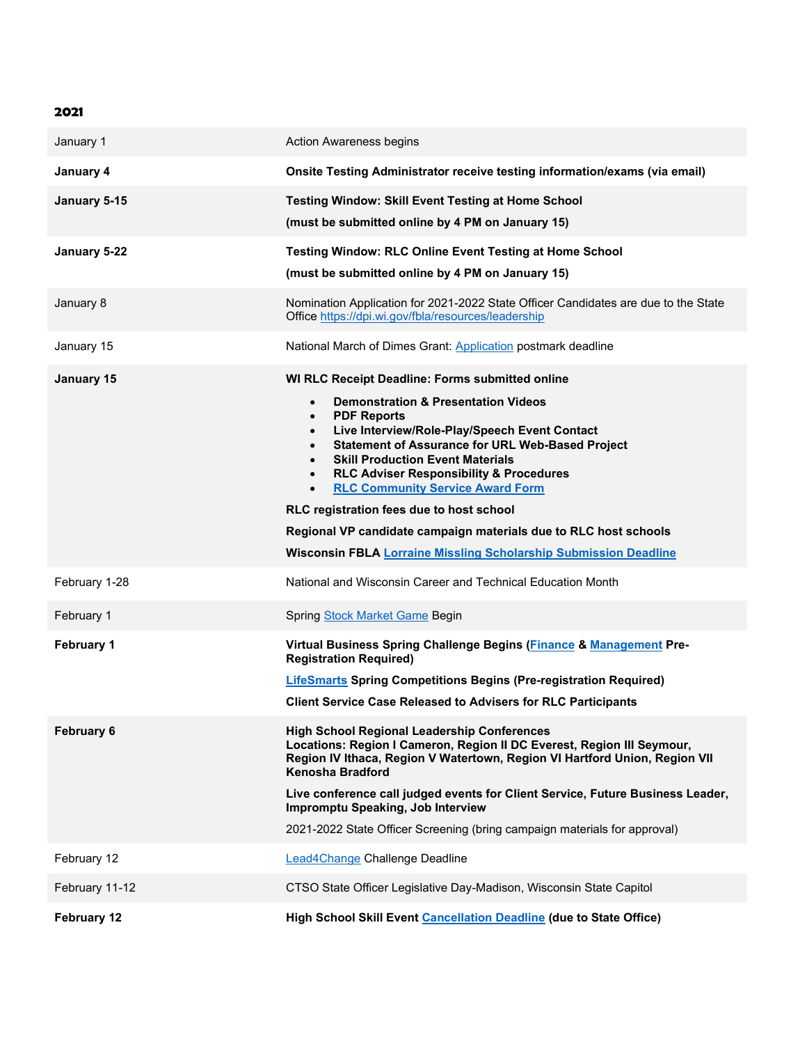**2021**

| | |
|---|---|
| January 1 | Action Awareness begins |
| **January 4** | **Onsite Testing Administrator receive testing information/exams (via email)** |
| **January 5-15** | **Testing Window: Skill Event Testing at Home School**<br>**(must be submitted online by 4 PM on January 15)** |
| **January 5-22** | **Testing Window: RLC Online Event Testing at Home School**<br>**(must be submitted online by 4 PM on January 15)** |
| January 8 | Nomination Application for 2021-2022 State Officer Candidates are due to the State Office https://dpi.wi.gov/fbla/resources/leadership |
| January 15 | National March of Dimes Grant: Application postmark deadline |
| **January 15** | **WI RLC Receipt Deadline: Forms submitted online**<br>• **Demonstration & Presentation Videos**<br>• **PDF Reports**<br>• **Live Interview/Role-Play/Speech Event Contact**<br>• **Statement of Assurance for URL Web-Based Project**<br>• **Skill Production Event Materials**<br>• **RLC Adviser Responsibility & Procedures**<br>• **RLC Community Service Award Form**<br>**RLC registration fees due to host school**<br>**Regional VP candidate campaign materials due to RLC host schools**<br>**Wisconsin FBLA Lorraine Missling Scholarship Submission Deadline** |
| February 1-28 | National and Wisconsin Career and Technical Education Month |
| February 1 | Spring Stock Market Game Begin |
| **February 1** | **Virtual Business Spring Challenge Begins (Finance & Management Pre-Registration Required)**<br>**LifeSmarts Spring Competitions Begins (Pre-registration Required)**<br>**Client Service Case Released to Advisers for RLC Participants** |
| **February 6** | **High School Regional Leadership Conferences**<br>**Locations: Region I Cameron, Region II DC Everest, Region III Seymour, Region IV Ithaca, Region V Watertown, Region VI Hartford Union, Region VII Kenosha Bradford**<br>**Live conference call judged events for Client Service, Future Business Leader, Impromptu Speaking, Job Interview**<br>2021-2022 State Officer Screening (bring campaign materials for approval) |
| February 12 | Lead4Change Challenge Deadline |
| February 11-12 | CTSO State Officer Legislative Day-Madison, Wisconsin State Capitol |
| **February 12** | **High School Skill Event Cancellation Deadline (due to State Office)** |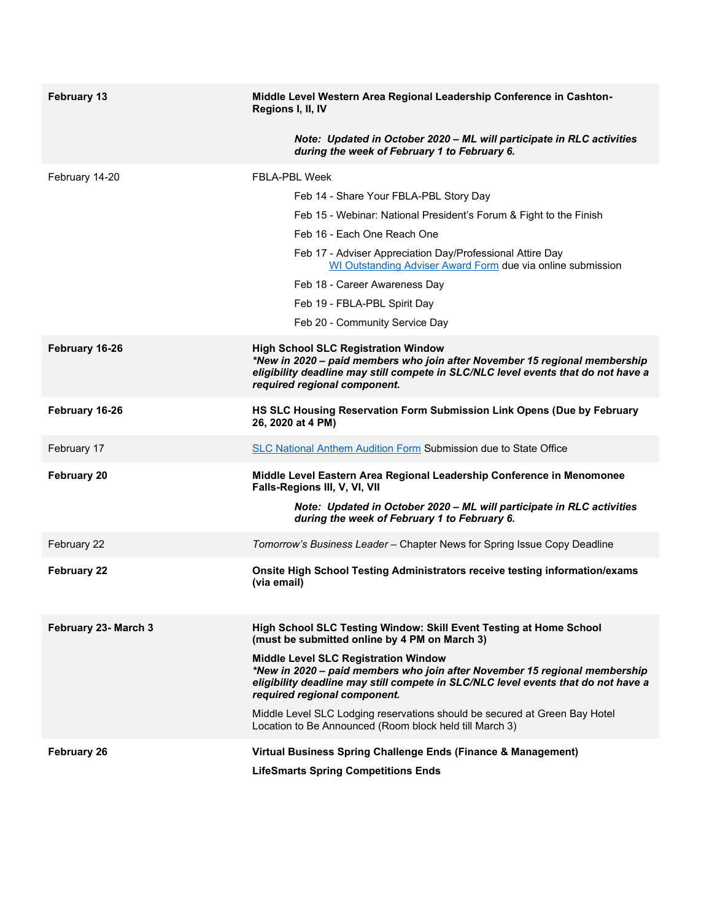| | |
|---|---|
| **February 13** | **Middle Level Western Area Regional Leadership Conference in Cashton-Regions I, II, IV**<br><br>***Note: Updated in October 2020 – ML will participate in RLC activities during the week of February 1 to February 6.*** |
| February 14-20 | FBLA-PBL Week<br>Feb 14 - Share Your FBLA-PBL Story Day<br>Feb 15 - Webinar: National President's Forum & Fight to the Finish<br>Feb 16 - Each One Reach One<br>Feb 17 - Adviser Appreciation Day/Professional Attire Day<br>WI Outstanding Adviser Award Form due via online submission<br>Feb 18 - Career Awareness Day<br>Feb 19 - FBLA-PBL Spirit Day<br>Feb 20 - Community Service Day |
| **February 16-26** | **High School SLC Registration Window**<br>***\*New in 2020 – paid members who join after November 15 regional membership eligibility deadline may still compete in SLC/NLC level events that do not have a required regional component.*** |
| **February 16-26** | **HS SLC Housing Reservation Form Submission Link Opens (Due by February 26, 2020 at 4 PM)** |
| February 17 | SLC National Anthem Audition Form Submission due to State Office |
| **February 20** | **Middle Level Eastern Area Regional Leadership Conference in Menomonee Falls-Regions III, V, VI, VII**<br><br>***Note: Updated in October 2020 – ML will participate in RLC activities during the week of February 1 to February 6.*** |
| February 22 | *Tomorrow's Business Leader* – Chapter News for Spring Issue Copy Deadline |
| **February 22** | **Onsite High School Testing Administrators receive testing information/exams (via email)** |
| **February 23- March 3** | **High School SLC Testing Window: Skill Event Testing at Home School (must be submitted online by 4 PM on March 3)**<br><br>**Middle Level SLC Registration Window**<br>***\*New in 2020 – paid members who join after November 15 regional membership eligibility deadline may still compete in SLC/NLC level events that do not have a required regional component.***<br><br>Middle Level SLC Lodging reservations should be secured at Green Bay Hotel Location to Be Announced (Room block held till March 3) |
| **February 26** | **Virtual Business Spring Challenge Ends (Finance & Management)**<br><br>**LifeSmarts Spring Competitions Ends** |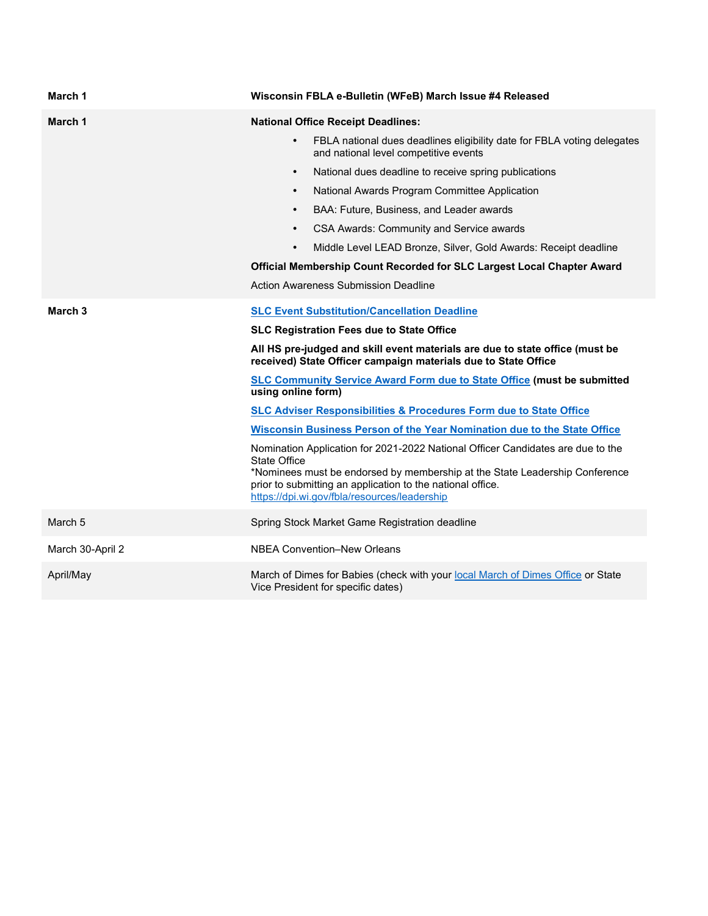| | |
|---|---|
| **March 1** | **Wisconsin FBLA e-Bulletin (WFeB) March Issue #4 Released** |
| **March 1** | **National Office Receipt Deadlines:**<br>• FBLA national dues deadlines eligibility date for FBLA voting delegates and national level competitive events<br>• National dues deadline to receive spring publications<br>• National Awards Program Committee Application<br>• BAA: Future, Business, and Leader awards<br>• CSA Awards: Community and Service awards<br>• Middle Level LEAD Bronze, Silver, Gold Awards: Receipt deadline<br>**Official Membership Count Recorded for SLC Largest Local Chapter Award**<br>Action Awareness Submission Deadline |
| **March 3** | **SLC Event Substitution/Cancellation Deadline**<br>**SLC Registration Fees due to State Office**<br>**All HS pre-judged and skill event materials are due to state office (must be received) State Officer campaign materials due to State Office**<br>**SLC Community Service Award Form due to State Office (must be submitted using online form)**<br>**SLC Adviser Responsibilities & Procedures Form due to State Office**<br>**Wisconsin Business Person of the Year Nomination due to the State Office**<br>Nomination Application for 2021-2022 National Officer Candidates are due to the State Office<br>*Nominees must be endorsed by membership at the State Leadership Conference prior to submitting an application to the national office.<br>https://dpi.wi.gov/fbla/resources/leadership |
| March 5 | Spring Stock Market Game Registration deadline |
| March 30-April 2 | NBEA Convention–New Orleans |
| April/May | March of Dimes for Babies (check with your local March of Dimes Office or State Vice President for specific dates) |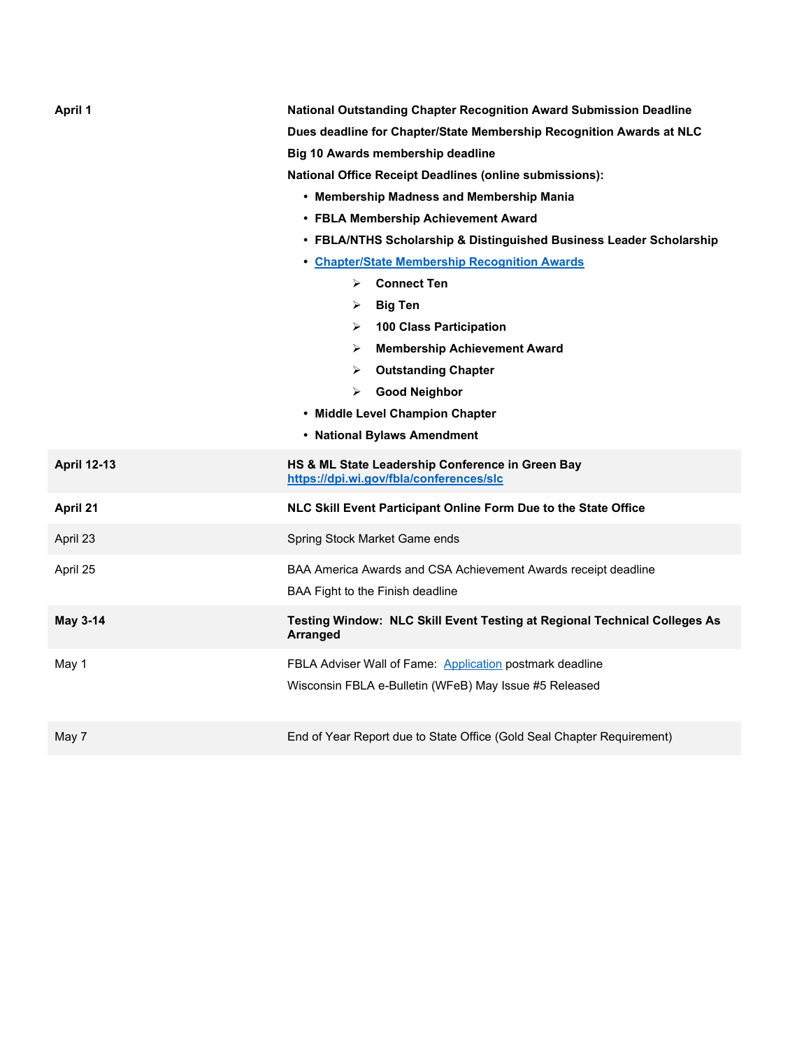| | |
|---|---|
| **April 1** | **National Outstanding Chapter Recognition Award Submission Deadline**<br>**Dues deadline for Chapter/State Membership Recognition Awards at NLC**<br>**Big 10 Awards membership deadline**<br>**National Office Receipt Deadlines (online submissions):**<br>• **Membership Madness and Membership Mania**<br>• **FBLA Membership Achievement Award**<br>• **FBLA/NTHS Scholarship & Distinguished Business Leader Scholarship**<br>• **Chapter/State Membership Recognition Awards**<br>  ➢ **Connect Ten**<br>  ➢ **Big Ten**<br>  ➢ **100 Class Participation**<br>  ➢ **Membership Achievement Award**<br>  ➢ **Outstanding Chapter**<br>  ➢ **Good Neighbor**<br>• **Middle Level Champion Chapter**<br>• **National Bylaws Amendment** |
| **April 12-13** | **HS & ML State Leadership Conference in Green Bay**<br>**https://dpi.wi.gov/fbla/conferences/slc** |
| **April 21** | **NLC Skill Event Participant Online Form Due to the State Office** |
| April 23 | Spring Stock Market Game ends |
| April 25 | BAA America Awards and CSA Achievement Awards receipt deadline<br>BAA Fight to the Finish deadline |
| **May 3-14** | **Testing Window: NLC Skill Event Testing at Regional Technical Colleges As Arranged** |
| May 1 | FBLA Adviser Wall of Fame: Application postmark deadline<br>Wisconsin FBLA e-Bulletin (WFeB) May Issue #5 Released |
| May 7 | End of Year Report due to State Office (Gold Seal Chapter Requirement) |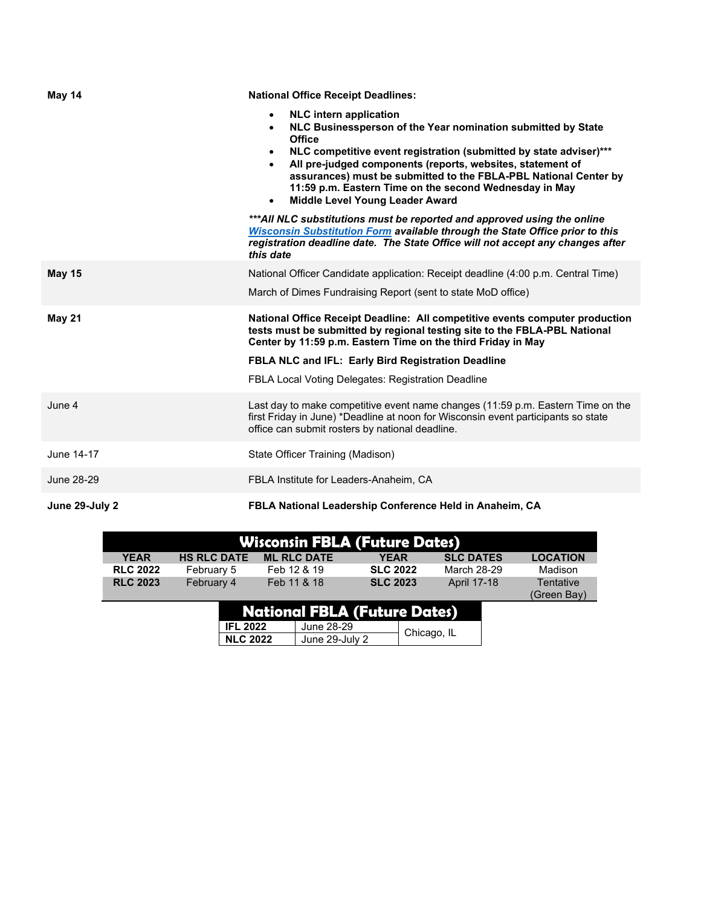| | |
|---|---|
| **May 14** | **National Office Receipt Deadlines:**<br>• **NLC intern application**<br>• **NLC Businessperson of the Year nomination submitted by State Office**<br>• **NLC competitive event registration (submitted by state adviser)*****<br>• **All pre-judged components (reports, websites, statement of assurances) must be submitted to the FBLA-PBL National Center by 11:59 p.m. Eastern Time on the second Wednesday in May**<br>• **Middle Level Young Leader Award**<br><br>***All NLC substitutions must be reported and approved using the online [Wisconsin Substitution Form] available through the State Office prior to this registration deadline date. The State Office will not accept any changes after this date*** |
| **May 15** | National Officer Candidate application: Receipt deadline (4:00 p.m. Central Time)<br><br>March of Dimes Fundraising Report (sent to state MoD office) |
| **May 21** | **National Office Receipt Deadline: All competitive events computer production tests must be submitted by regional testing site to the FBLA-PBL National Center by 11:59 p.m. Eastern Time on the third Friday in May**<br><br>**FBLA NLC and IFL: Early Bird Registration Deadline**<br><br>FBLA Local Voting Delegates: Registration Deadline |
| June 4 | Last day to make competitive event name changes (11:59 p.m. Eastern Time on the first Friday in June) *Deadline at noon for Wisconsin event participants so state office can submit rosters by national deadline. |
| June 14-17 | State Officer Training (Madison) |
| June 28-29 | FBLA Institute for Leaders-Anaheim, CA |
| **June 29-July 2** | **FBLA National Leadership Conference Held in Anaheim, CA** |

## Wisconsin FBLA (Future Dates)

| YEAR | HS RLC DATE | ML RLC DATE | YEAR | SLC DATES | LOCATION |
|---|---|---|---|---|---|
| **RLC 2022** | February 5 | Feb 12 & 19 | **SLC 2022** | March 28-29 | Madison |
| **RLC 2023** | February 4 | Feb 11 & 18 | **SLC 2023** | April 17-18 | Tentative (Green Bay) |

## National FBLA (Future Dates)

| | | |
|---|---|---|
| **IFL 2022** | June 28-29 | Chicago, IL |
| **NLC 2022** | June 29-July 2 | |